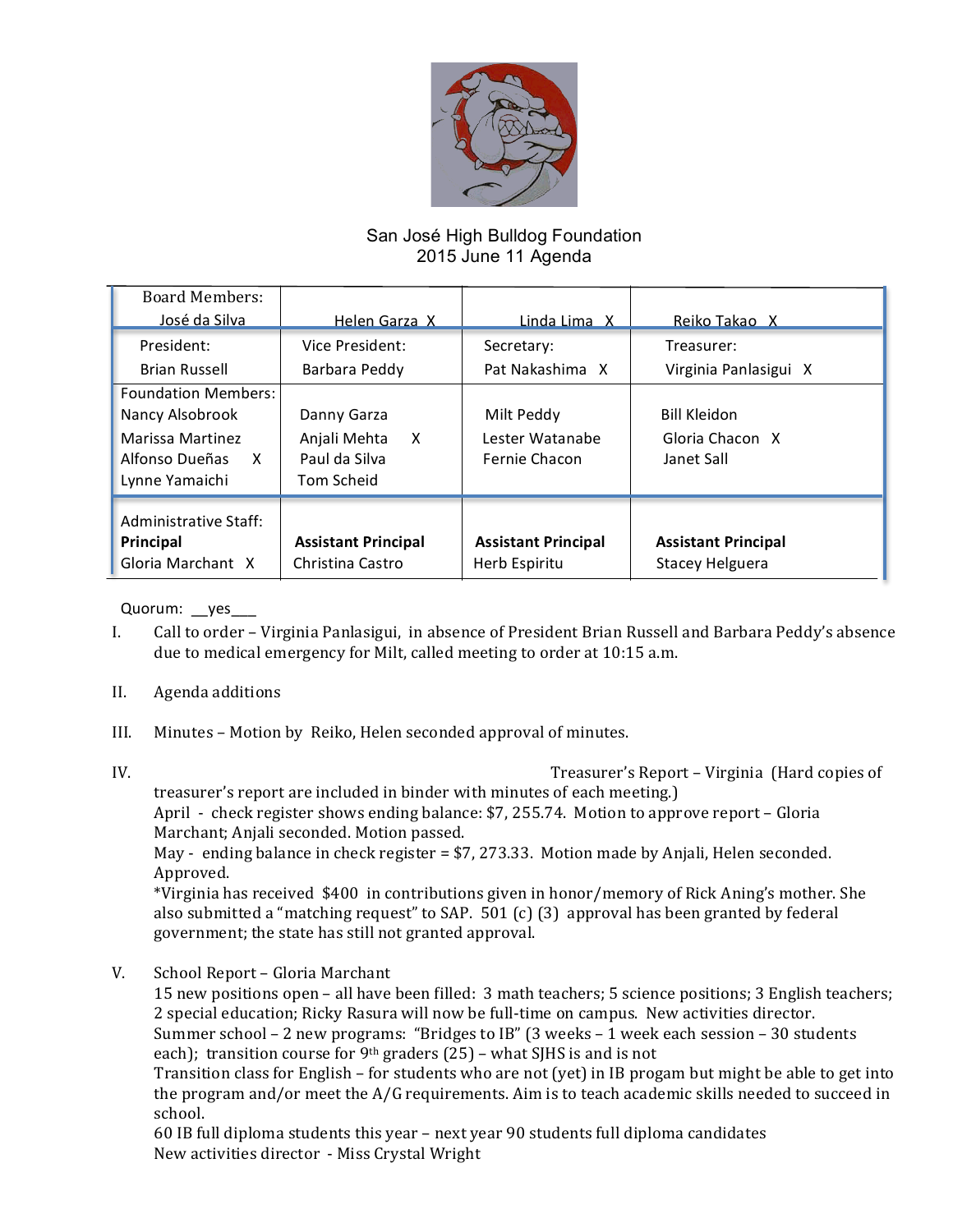# San José High Bulldog Foundation
## 2015 June 11 Agenda

| Board Members: José da Silva | Helen Garza X | Linda Lima X | Reiko Takao X |
|---|---|---|---|
| President: Brian Russell | Vice President: Barbara Peddy | Secretary: Pat Nakashima X | Treasurer: Virginia Panlasigui X |
| Foundation Members: Nancy Alsobrook<br>Marissa Martinez<br>Alfonso Dueñas X<br>Lynne Yamaichi | Danny Garza<br>Anjali Mehta X<br>Paul da Silva<br>Tom Scheid | Milt Peddy<br>Lester Watanabe<br>Fernie Chacon | Bill Kleidon<br>Gloria Chacon X<br>Janet Sall |
| Administrative Staff: **Principal** Gloria Marchant X | **Assistant Principal** Christina Castro | **Assistant Principal** Herb Espiritu | **Assistant Principal** Stacey Helguera |

Quorum: __yes___

I. Call to order – Virginia Panlasigui, in absence of President Brian Russell and Barbara Peddy's absence due to medical emergency for Milt, called meeting to order at 10:15 a.m.

II. Agenda additions

III. Minutes – Motion by Reiko, Helen seconded approval of minutes.

IV. Treasurer's Report – Virginia (Hard copies of treasurer's report are included in binder with minutes of each meeting.)
April - check register shows ending balance: $7, 255.74. Motion to approve report – Gloria Marchant; Anjali seconded. Motion passed.
May - ending balance in check register = $7, 273.33. Motion made by Anjali, Helen seconded. Approved.
*Virginia has received $400 in contributions given in honor/memory of Rick Aning's mother. She also submitted a "matching request" to SAP. 501 (c) (3) approval has been granted by federal government; the state has still not granted approval.

V. School Report – Gloria Marchant
15 new positions open – all have been filled: 3 math teachers; 5 science positions; 3 English teachers; 2 special education; Ricky Rasura will now be full-time on campus. New activities director.
Summer school – 2 new programs: "Bridges to IB" (3 weeks – 1 week each session – 30 students each); transition course for 9th graders (25) – what SJHS is and is not
Transition class for English – for students who are not (yet) in IB progam but might be able to get into the program and/or meet the A/G requirements. Aim is to teach academic skills needed to succeed in school.
60 IB full diploma students this year – next year 90 students full diploma candidates
New activities director - Miss Crystal Wright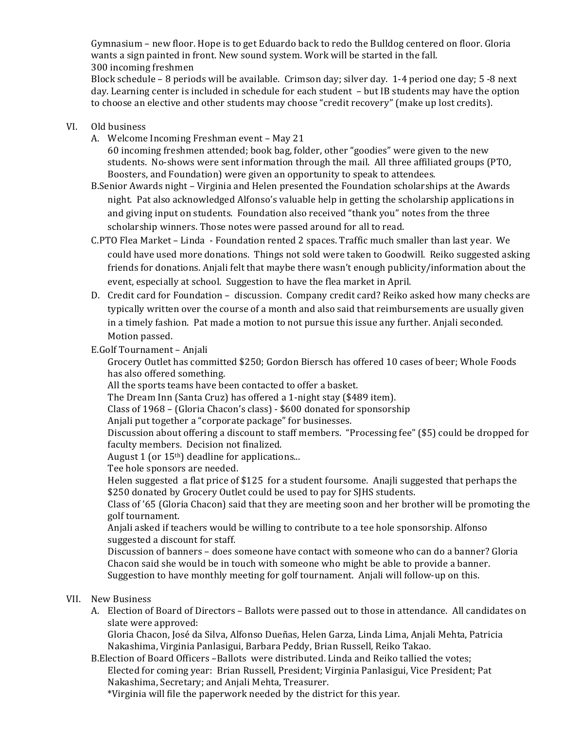Gymnasium – new floor. Hope is to get Eduardo back to redo the Bulldog centered on floor. Gloria wants a sign painted in front. New sound system. Work will be started in the fall.

300 incoming freshmen

Block schedule – 8 periods will be available. Crimson day; silver day. 1-4 period one day; 5 -8 next day. Learning center is included in schedule for each student – but IB students may have the option to choose an elective and other students may choose "credit recovery" (make up lost credits).

VI. Old business

A. Welcome Incoming Freshman event – May 21
   60 incoming freshmen attended; book bag, folder, other "goodies" were given to the new students. No-shows were sent information through the mail. All three affiliated groups (PTO, Boosters, and Foundation) were given an opportunity to speak to attendees.

B. Senior Awards night – Virginia and Helen presented the Foundation scholarships at the Awards night. Pat also acknowledged Alfonso's valuable help in getting the scholarship applications in and giving input on students. Foundation also received "thank you" notes from the three scholarship winners. Those notes were passed around for all to read.

C. PTO Flea Market – Linda - Foundation rented 2 spaces. Traffic much smaller than last year. We could have used more donations. Things not sold were taken to Goodwill. Reiko suggested asking friends for donations. Anjali felt that maybe there wasn't enough publicity/information about the event, especially at school. Suggestion to have the flea market in April.

D. Credit card for Foundation – discussion. Company credit card? Reiko asked how many checks are typically written over the course of a month and also said that reimbursements are usually given in a timely fashion. Pat made a motion to not pursue this issue any further. Anjali seconded. Motion passed.

E. Golf Tournament – Anjali
   Grocery Outlet has committed $250; Gordon Biersch has offered 10 cases of beer; Whole Foods has also offered something.
   All the sports teams have been contacted to offer a basket.
   The Dream Inn (Santa Cruz) has offered a 1-night stay ($489 item).
   Class of 1968 – (Gloria Chacon's class) - $600 donated for sponsorship
   Anjali put together a "corporate package" for businesses.
   Discussion about offering a discount to staff members. "Processing fee" ($5) could be dropped for faculty members. Decision not finalized.
   August 1 (or 15th) deadline for applications...
   Tee hole sponsors are needed.
   Helen suggested a flat price of $125 for a student foursome. Anajli suggested that perhaps the $250 donated by Grocery Outlet could be used to pay for SJHS students.
   Class of '65 (Gloria Chacon) said that they are meeting soon and her brother will be promoting the golf tournament.
   Anjali asked if teachers would be willing to contribute to a tee hole sponsorship. Alfonso suggested a discount for staff.
   Discussion of banners – does someone have contact with someone who can do a banner? Gloria Chacon said she would be in touch with someone who might be able to provide a banner.
   Suggestion to have monthly meeting for golf tournament. Anjali will follow-up on this.

VII. New Business

A. Election of Board of Directors – Ballots were passed out to those in attendance. All candidates on slate were approved:
   Gloria Chacon, José da Silva, Alfonso Dueñas, Helen Garza, Linda Lima, Anjali Mehta, Patricia Nakashima, Virginia Panlasigui, Barbara Peddy, Brian Russell, Reiko Takao.

B. Election of Board Officers – Ballots were distributed. Linda and Reiko tallied the votes;
   Elected for coming year: Brian Russell, President; Virginia Panlasigui, Vice President; Pat Nakashima, Secretary; and Anjali Mehta, Treasurer.
   *Virginia will file the paperwork needed by the district for this year.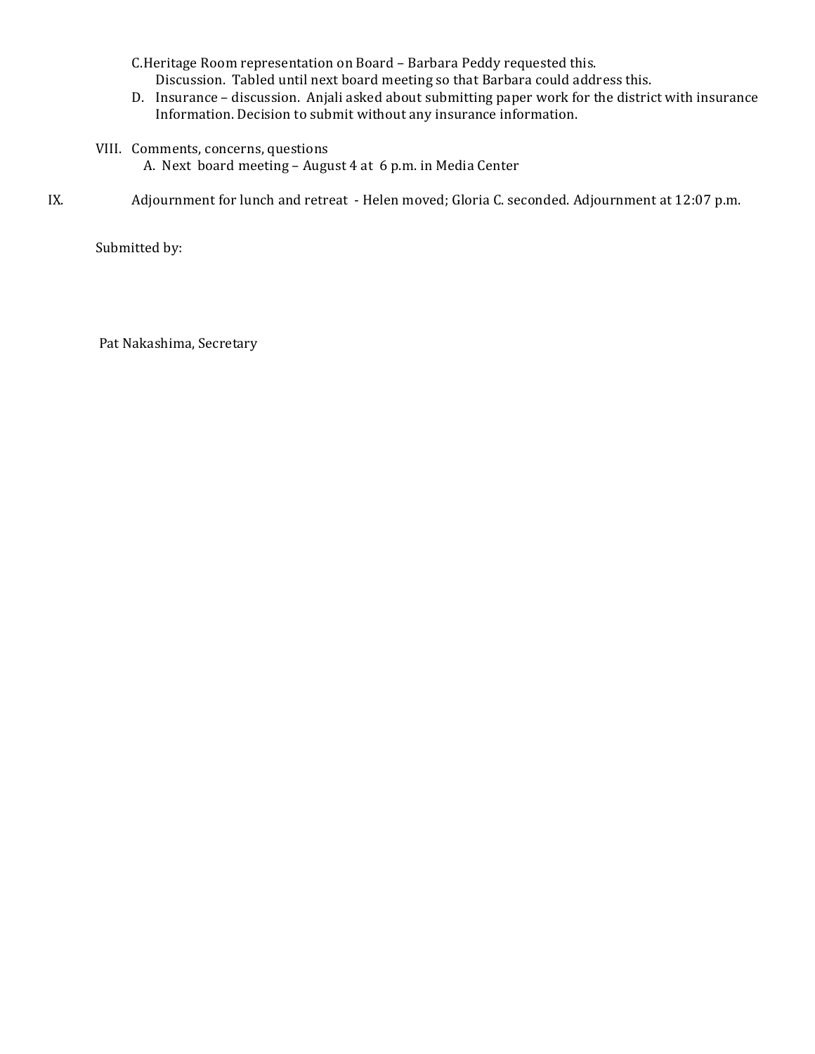C. Heritage Room representation on Board – Barbara Peddy requested this.
   Discussion. Tabled until next board meeting so that Barbara could address this.

D. Insurance – discussion. Anjali asked about submitting paper work for the district with insurance Information. Decision to submit without any insurance information.

VIII. Comments, concerns, questions
   A. Next board meeting – August 4 at 6 p.m. in Media Center

IX. Adjournment for lunch and retreat - Helen moved; Gloria C. seconded. Adjournment at 12:07 p.m.

Submitted by:

Pat Nakashima, Secretary